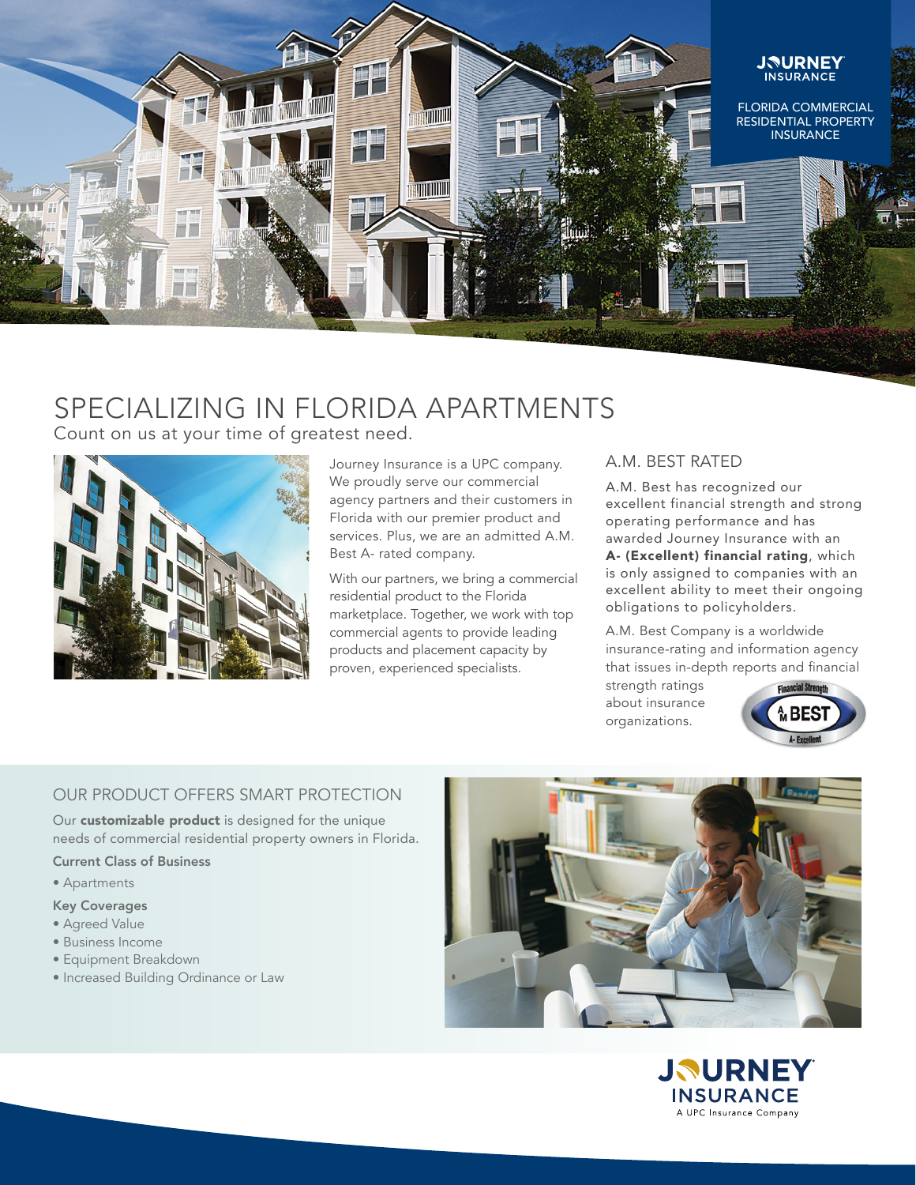JOURNEY INSURANCE

FLORIDA COMMERCIAL RESIDENTIAL PROPERTY INSURANCE

# SPECIALIZING IN FLORIDA APARTMENTS

Count on us at your time of greatest need.

Journey Insurance is a UPC company. We proudly serve our commercial agency partners and their customers in Florida with our premier product and services. Plus, we are an admitted A.M. Best A- rated company.

With our partners, we bring a commercial residential product to the Florida marketplace. Together, we work with top commercial agents to provide leading products and placement capacity by proven, experienced specialists.

## A.M. BEST RATED

A.M. Best has recognized our excellent financial strength and strong operating performance and has awarded Journey Insurance with an **A- (Excellent) financial rating**, which is only assigned to companies with an excellent ability to meet their ongoing obligations to policyholders.

A.M. Best Company is a worldwide insurance-rating and information agency that issues in-depth reports and financial strength ratings about insurance organizations.

Financial Strength A.M. BEST A- Excellent

## OUR PRODUCT OFFERS SMART PROTECTION

Our **customizable product** is designed for the unique needs of commercial residential property owners in Florida.

**Current Class of Business**

- Apartments

**Key Coverages**

- Agreed Value
- Business Income
- Equipment Breakdown
- Increased Building Ordinance or Law

JOURNEY INSURANCE
A UPC Insurance Company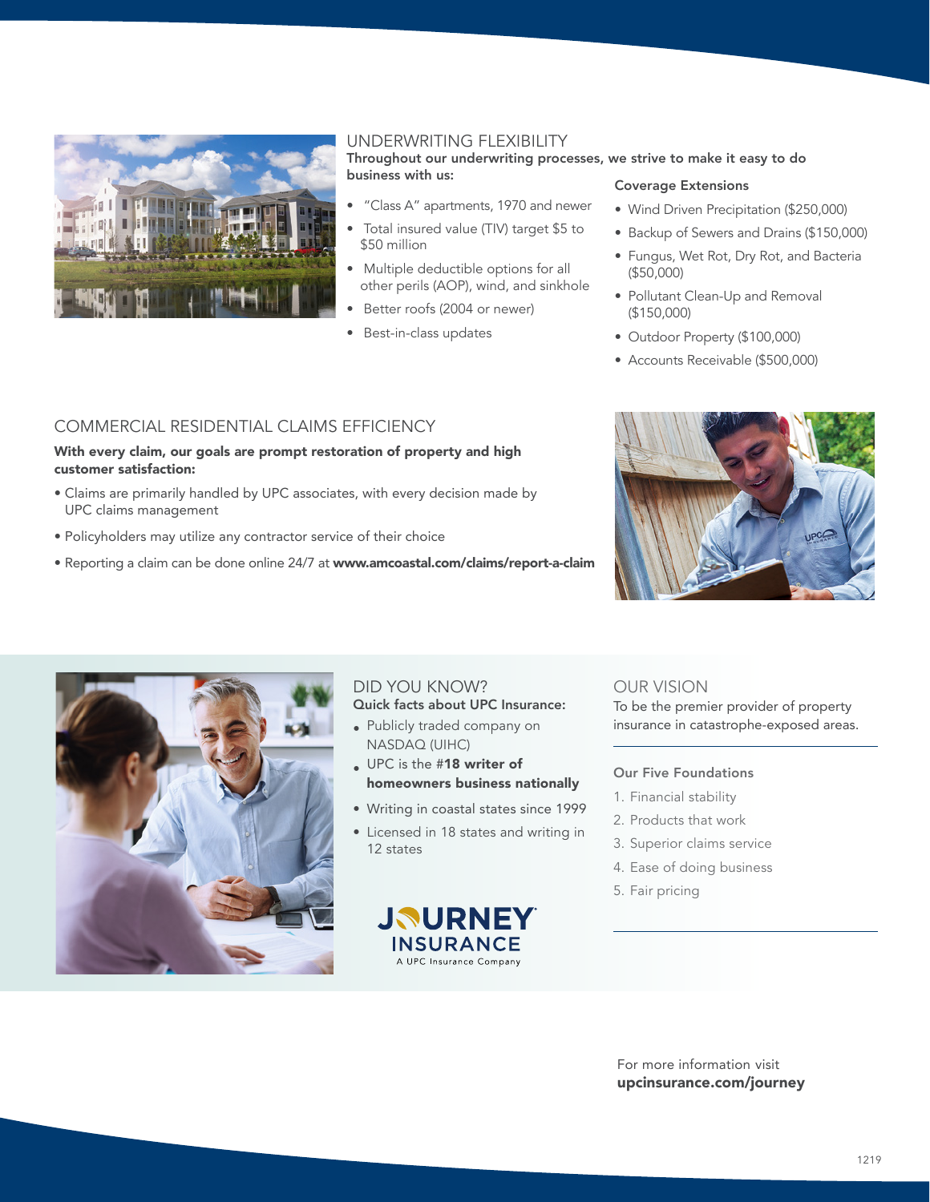## UNDERWRITING FLEXIBILITY

**Throughout our underwriting processes, we strive to make it easy to do business with us:**

- "Class A" apartments, 1970 and newer
- Total insured value (TIV) target $5 to $50 million
- Multiple deductible options for all other perils (AOP), wind, and sinkhole
- Better roofs (2004 or newer)
- Best-in-class updates

### Coverage Extensions

- Wind Driven Precipitation ($250,000)
- Backup of Sewers and Drains ($150,000)
- Fungus, Wet Rot, Dry Rot, and Bacteria ($50,000)
- Pollutant Clean-Up and Removal ($150,000)
- Outdoor Property ($100,000)
- Accounts Receivable ($500,000)

## COMMERCIAL RESIDENTIAL CLAIMS EFFICIENCY

**With every claim, our goals are prompt restoration of property and high customer satisfaction:**

- Claims are primarily handled by UPC associates, with every decision made by UPC claims management
- Policyholders may utilize any contractor service of their choice
- Reporting a claim can be done online 24/7 at **www.amcoastal.com/claims/report-a-claim**

## DID YOU KNOW?

**Quick facts about UPC Insurance:**

- Publicly traded company on NASDAQ (UIHC)
- UPC is the #**18 writer of homeowners business nationally**
- Writing in coastal states since 1999
- Licensed in 18 states and writing in 12 states

JOURNEY INSURANCE
A UPC Insurance Company

## OUR VISION

To be the premier provider of property insurance in catastrophe-exposed areas.

### Our Five Foundations

1. Financial stability
2. Products that work
3. Superior claims service
4. Ease of doing business
5. Fair pricing

For more information visit
**upcinsurance.com/journey**

1219